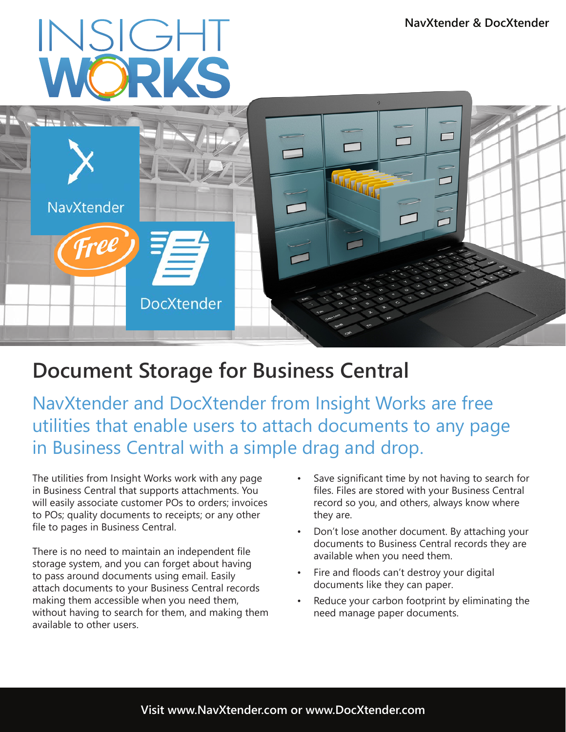# Document Storage for Business Central

NavXtender and DocXtender from Insight Works are free utilities that enable users to attach documents to any page in Business Central with a simple drag and drop.

The utilities from Insight Works work with any page in Business Central that supports attachments. You will easily associate customer POs to orders; invoices to POs; quality documents to receipts; or any other file to pages in Business Central.

There is no need to maintain an independent file storage system, and you can forget about having to pass around documents using email. Easily attach documents to your Business Central records making them accessible when you need them, without having to search for them, and making them available to other users.

- Save significant time by not having to search for files. Files are stored with your Business Central record so you, and others, always know where they are.
- Don't lose another document. By attaching your documents to Business Central records they are available when you need them.
- Fire and floods can't destroy your digital documents like they can paper.
- Reduce your carbon footprint by eliminating the need manage paper documents.

**Visit www.NavXtender.com or www.DocXtender.com**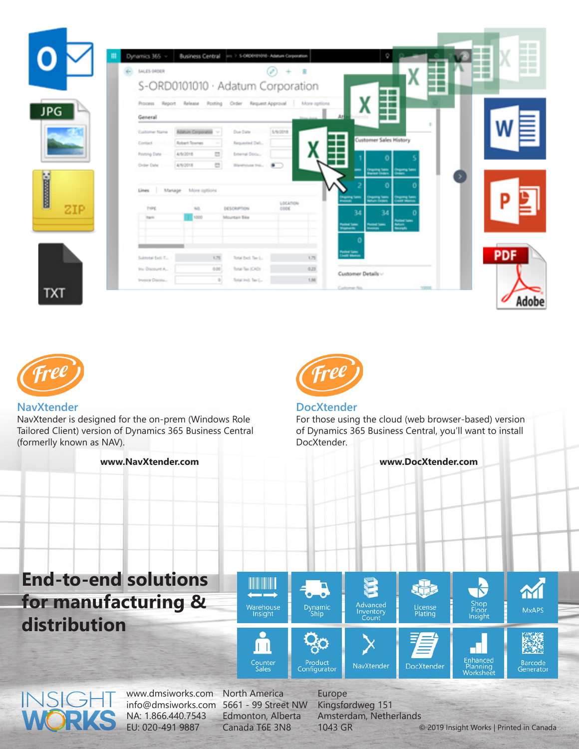Free

## NavXtender

NavXtender is designed for the on-prem (Windows Role Tailored Client) version of Dynamics 365 Business Central (formerly known as NAV).

**www.NavXtender.com**

Free

## DocXtender

For those using the cloud (web browser-based) version of Dynamics 365 Business Central, you'll want to install DocXtender.

**www.DocXtender.com**

# End-to-end solutions for manufacturing & distribution

- Warehouse Insight
- Dynamic Ship
- Advanced Inventory Count
- License Plating
- Shop Floor Insight
- MxAPS
- Counter Sales
- Product Configurator
- NavXtender
- DocXtender
- Enhanced Planning Worksheet
- Barcode Generator

INSIGHT WORKS

www.dmsiworks.com
info@dmsiworks.com
NA: 1.866.440.7543
EU: 020-491 9887

North America
5661 - 99 Street NW
Edmonton, Alberta
Canada T6E 3N8

Europe
Kingsfordweg 151
Amsterdam, Netherlands
1043 GR

© 2019 Insight Works | Printed in Canada